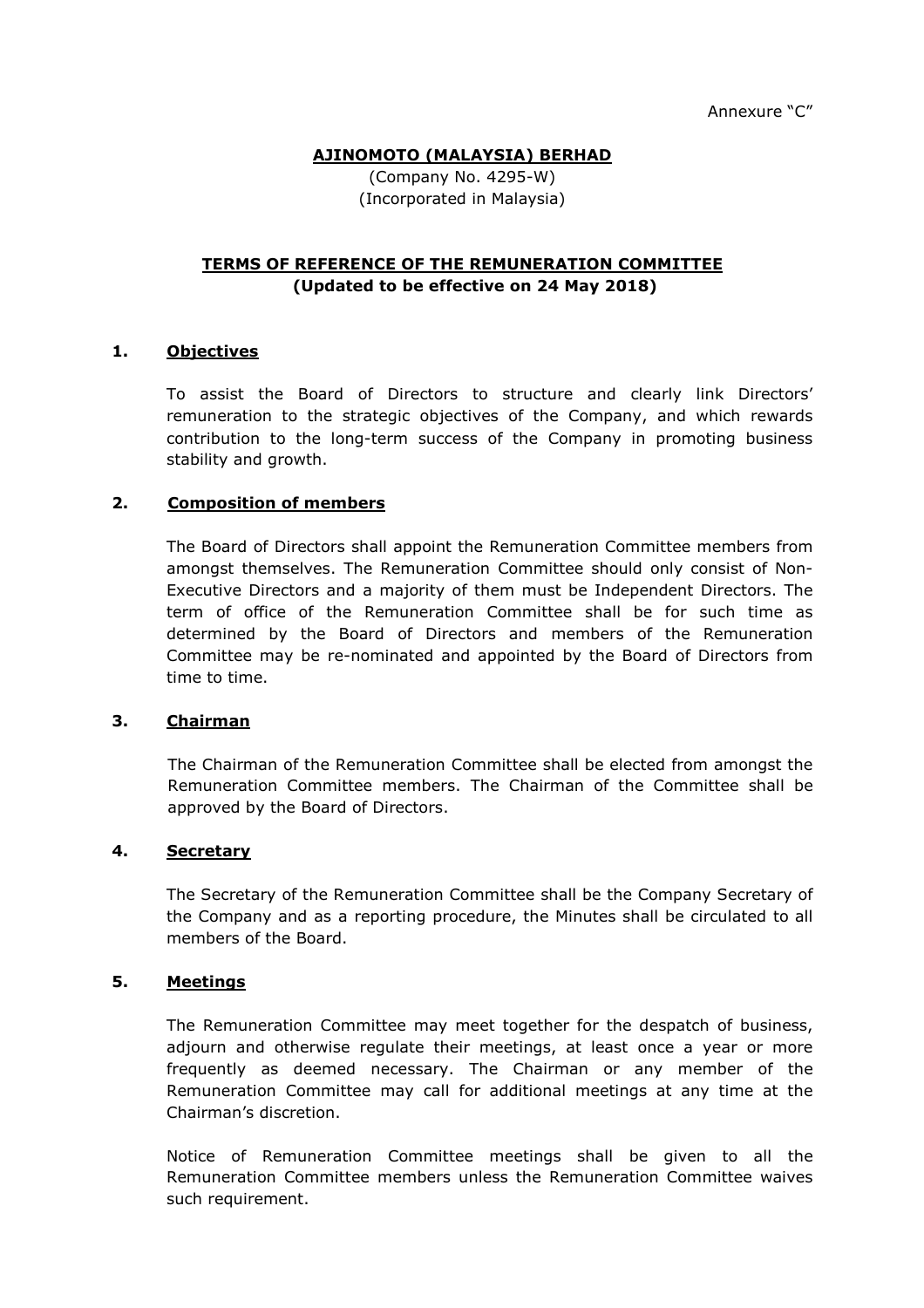Annexure "C"

**AJINOMOTO (MALAYSIA) BERHAD**

(Company No. 4295-W)
(Incorporated in Malaysia)

# TERMS OF REFERENCE OF THE REMUNERATION COMMITTEE
**(Updated to be effective on 24 May 2018)**

## 1. Objectives

To assist the Board of Directors to structure and clearly link Directors' remuneration to the strategic objectives of the Company, and which rewards contribution to the long-term success of the Company in promoting business stability and growth.

## 2. Composition of members

The Board of Directors shall appoint the Remuneration Committee members from amongst themselves. The Remuneration Committee should only consist of Non-Executive Directors and a majority of them must be Independent Directors. The term of office of the Remuneration Committee shall be for such time as determined by the Board of Directors and members of the Remuneration Committee may be re-nominated and appointed by the Board of Directors from time to time.

## 3. Chairman

The Chairman of the Remuneration Committee shall be elected from amongst the Remuneration Committee members. The Chairman of the Committee shall be approved by the Board of Directors.

## 4. Secretary

The Secretary of the Remuneration Committee shall be the Company Secretary of the Company and as a reporting procedure, the Minutes shall be circulated to all members of the Board.

## 5. Meetings

The Remuneration Committee may meet together for the despatch of business, adjourn and otherwise regulate their meetings, at least once a year or more frequently as deemed necessary. The Chairman or any member of the Remuneration Committee may call for additional meetings at any time at the Chairman's discretion.

Notice of Remuneration Committee meetings shall be given to all the Remuneration Committee members unless the Remuneration Committee waives such requirement.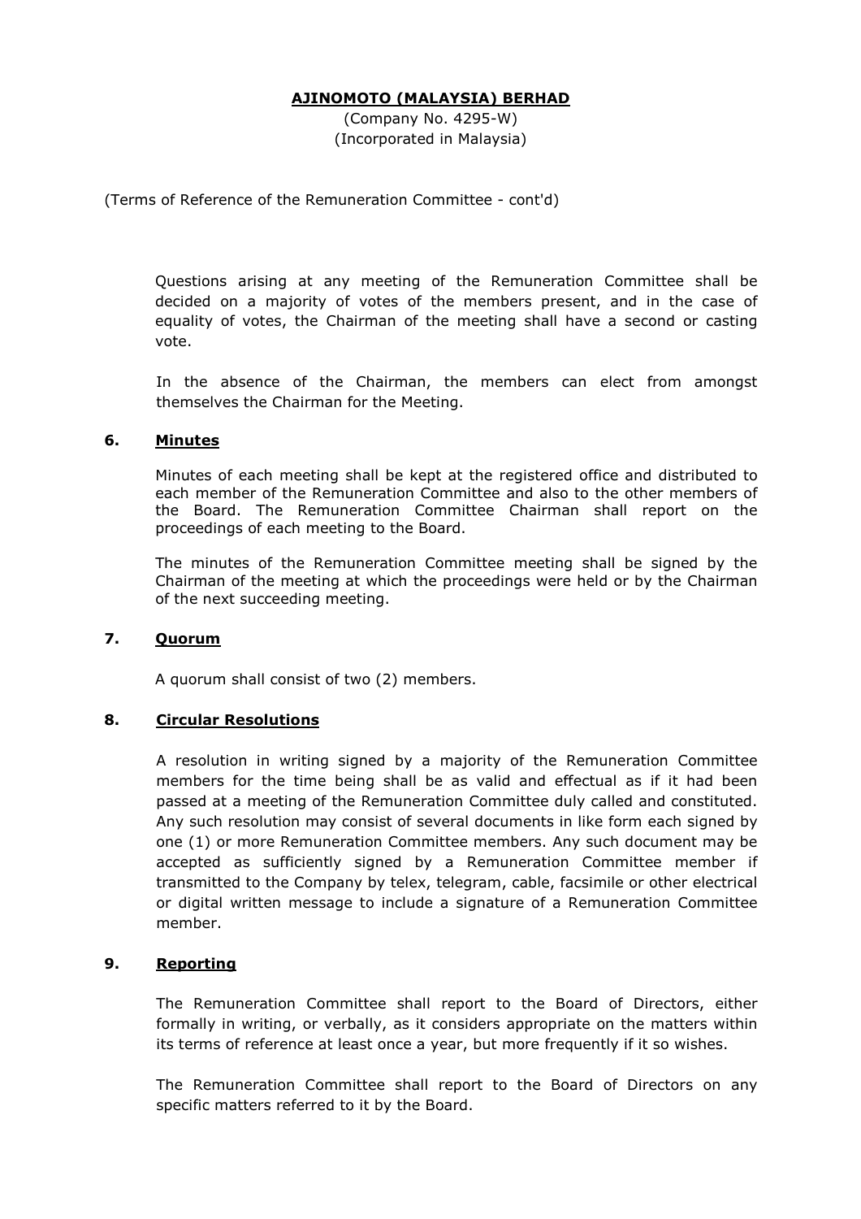(Terms of Reference of the Remuneration Committee - cont'd)

Questions arising at any meeting of the Remuneration Committee shall be decided on a majority of votes of the members present, and in the case of equality of votes, the Chairman of the meeting shall have a second or casting vote.

In the absence of the Chairman, the members can elect from amongst themselves the Chairman for the Meeting.

## 6. Minutes

Minutes of each meeting shall be kept at the registered office and distributed to each member of the Remuneration Committee and also to the other members of the Board. The Remuneration Committee Chairman shall report on the proceedings of each meeting to the Board.

The minutes of the Remuneration Committee meeting shall be signed by the Chairman of the meeting at which the proceedings were held or by the Chairman of the next succeeding meeting.

## 7. Quorum

A quorum shall consist of two (2) members.

## 8. Circular Resolutions

A resolution in writing signed by a majority of the Remuneration Committee members for the time being shall be as valid and effectual as if it had been passed at a meeting of the Remuneration Committee duly called and constituted. Any such resolution may consist of several documents in like form each signed by one (1) or more Remuneration Committee members. Any such document may be accepted as sufficiently signed by a Remuneration Committee member if transmitted to the Company by telex, telegram, cable, facsimile or other electrical or digital written message to include a signature of a Remuneration Committee member.

## 9. Reporting

The Remuneration Committee shall report to the Board of Directors, either formally in writing, or verbally, as it considers appropriate on the matters within its terms of reference at least once a year, but more frequently if it so wishes.

The Remuneration Committee shall report to the Board of Directors on any specific matters referred to it by the Board.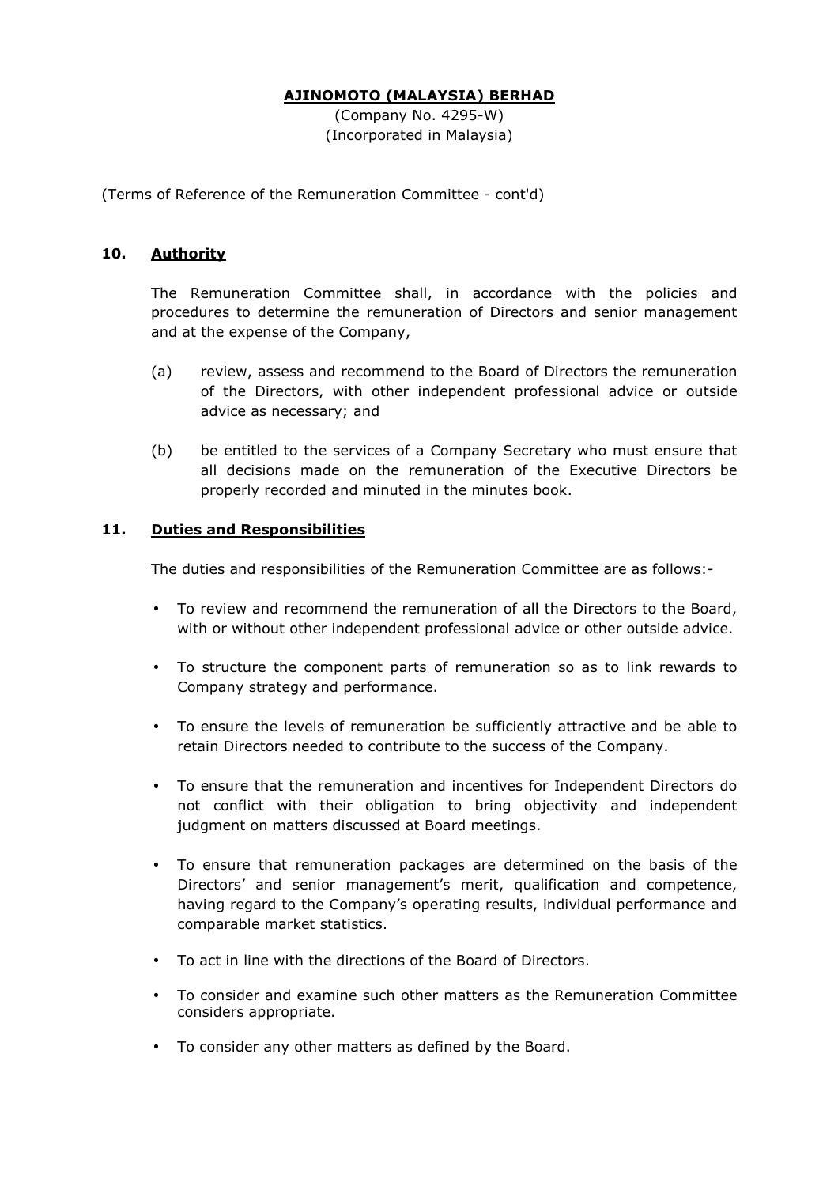**AJINOMOTO (MALAYSIA) BERHAD**

(Company No. 4295-W)
(Incorporated in Malaysia)

(Terms of Reference of the Remuneration Committee - cont'd)

## 10. Authority

The Remuneration Committee shall, in accordance with the policies and procedures to determine the remuneration of Directors and senior management and at the expense of the Company,

(a) review, assess and recommend to the Board of Directors the remuneration of the Directors, with other independent professional advice or outside advice as necessary; and

(b) be entitled to the services of a Company Secretary who must ensure that all decisions made on the remuneration of the Executive Directors be properly recorded and minuted in the minutes book.

## 11. Duties and Responsibilities

The duties and responsibilities of the Remuneration Committee are as follows:-

- To review and recommend the remuneration of all the Directors to the Board, with or without other independent professional advice or other outside advice.
- To structure the component parts of remuneration so as to link rewards to Company strategy and performance.
- To ensure the levels of remuneration be sufficiently attractive and be able to retain Directors needed to contribute to the success of the Company.
- To ensure that the remuneration and incentives for Independent Directors do not conflict with their obligation to bring objectivity and independent judgment on matters discussed at Board meetings.
- To ensure that remuneration packages are determined on the basis of the Directors' and senior management's merit, qualification and competence, having regard to the Company's operating results, individual performance and comparable market statistics.
- To act in line with the directions of the Board of Directors.
- To consider and examine such other matters as the Remuneration Committee considers appropriate.
- To consider any other matters as defined by the Board.